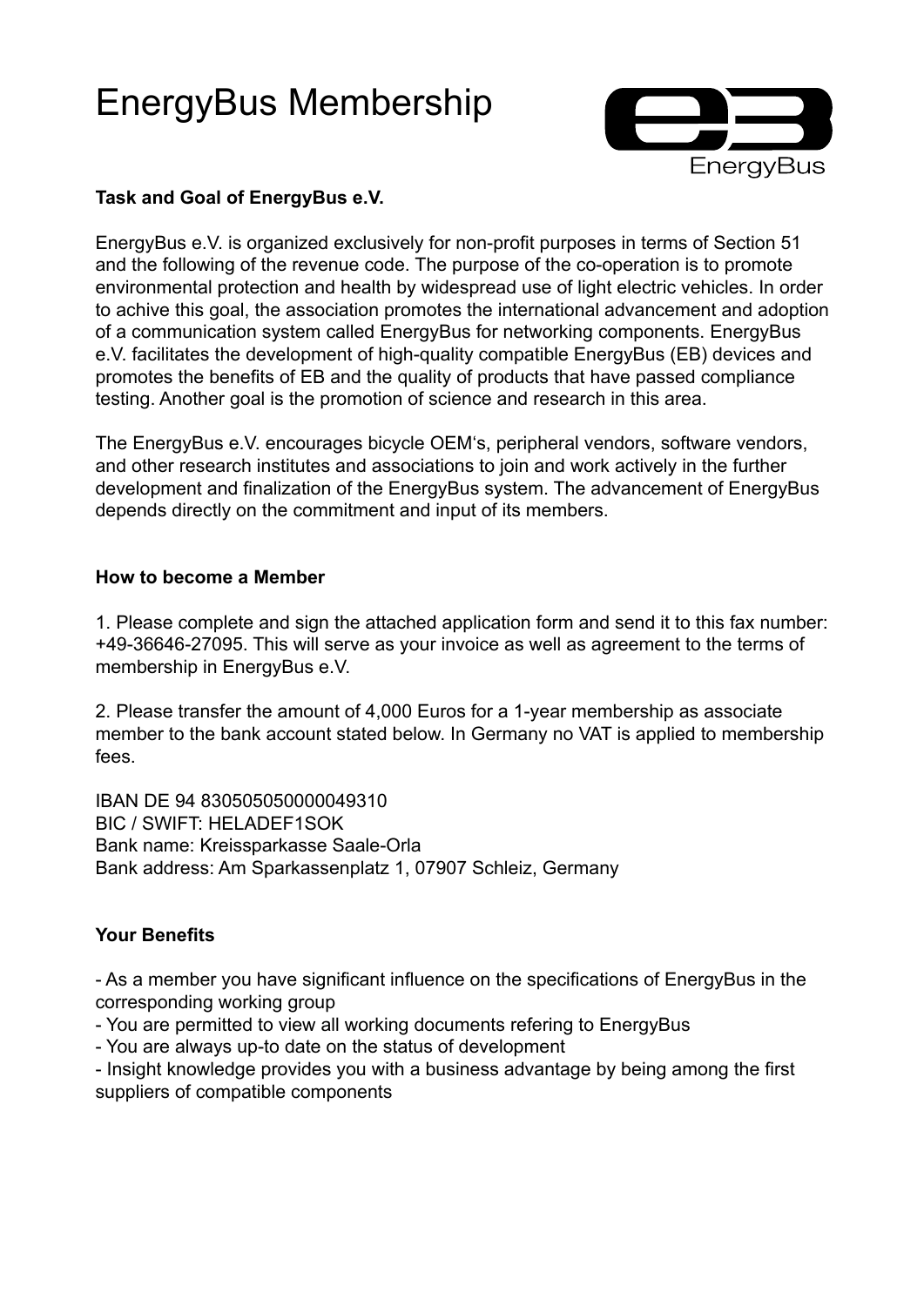# EnergyBus Membership

**Task and Goal of EnergyBus e.V.**

EnergyBus e.V. is organized exclusively for non-profit purposes in terms of Section 51 and the following of the revenue code. The purpose of the co-operation is to promote environmental protection and health by widespread use of light electric vehicles. In order to achive this goal, the association promotes the international advancement and adoption of a communication system called EnergyBus for networking components. EnergyBus e.V. facilitates the development of high-quality compatible EnergyBus (EB) devices and promotes the benefits of EB and the quality of products that have passed compliance testing. Another goal is the promotion of science and research in this area.

The EnergyBus e.V. encourages bicycle OEM's, peripheral vendors, software vendors, and other research institutes and associations to join and work actively in the further development and finalization of the EnergyBus system. The advancement of EnergyBus depends directly on the commitment and input of its members.

**How to become a Member**

1. Please complete and sign the attached application form and send it to this fax number: +49-36646-27095. This will serve as your invoice as well as agreement to the terms of membership in EnergyBus e.V.

2. Please transfer the amount of 4,000 Euros for a 1-year membership as associate member to the bank account stated below. In Germany no VAT is applied to membership fees.

IBAN DE 94 830505050000049310
BIC / SWIFT: HELADEF1SOK
Bank name: Kreissparkasse Saale-Orla
Bank address: Am Sparkassenplatz 1, 07907 Schleiz, Germany

**Your Benefits**

- As a member you have significant influence on the specifications of EnergyBus in the corresponding working group
- You are permitted to view all working documents refering to EnergyBus
- You are always up-to date on the status of development
- Insight knowledge provides you with a business advantage by being among the first suppliers of compatible components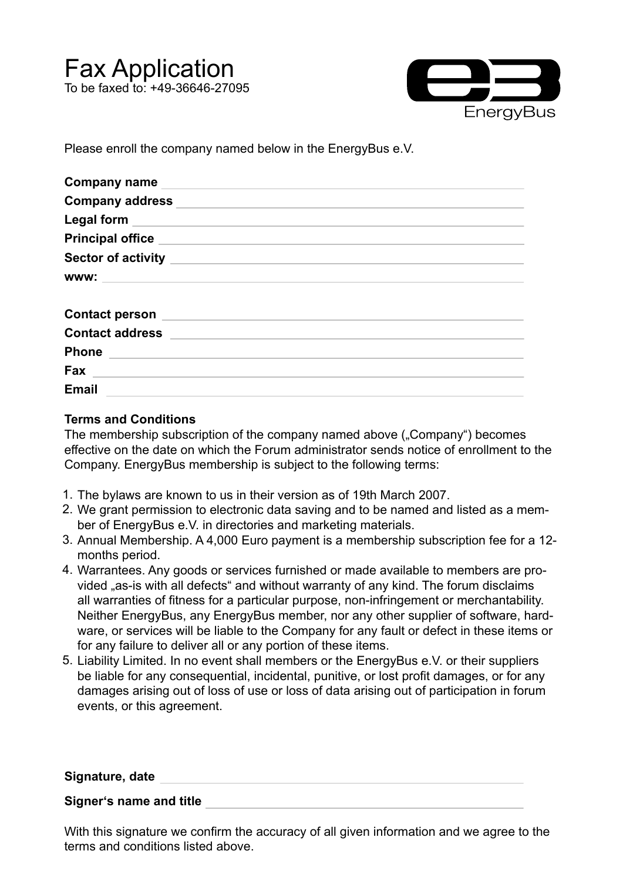# Fax Application

To be faxed to: +49-36646-27095

EnergyBus

Please enroll the company named below in the EnergyBus e.V.

**Company name** \_\_\_\_\_\_\_\_\_\_\_\_\_\_\_\_\_\_\_\_\_\_\_\_\_\_\_\_\_\_\_\_\_\_\_\_\_\_\_\_

**Company address** \_\_\_\_\_\_\_\_\_\_\_\_\_\_\_\_\_\_\_\_\_\_\_\_\_\_\_\_\_\_\_\_\_\_\_\_\_\_\_\_

**Legal form** \_\_\_\_\_\_\_\_\_\_\_\_\_\_\_\_\_\_\_\_\_\_\_\_\_\_\_\_\_\_\_\_\_\_\_\_\_\_\_\_

**Principal office** \_\_\_\_\_\_\_\_\_\_\_\_\_\_\_\_\_\_\_\_\_\_\_\_\_\_\_\_\_\_\_\_\_\_\_\_\_\_\_\_

**Sector of activity** \_\_\_\_\_\_\_\_\_\_\_\_\_\_\_\_\_\_\_\_\_\_\_\_\_\_\_\_\_\_\_\_\_\_\_\_\_\_\_\_

**www:** \_\_\_\_\_\_\_\_\_\_\_\_\_\_\_\_\_\_\_\_\_\_\_\_\_\_\_\_\_\_\_\_\_\_\_\_\_\_\_\_

**Contact person** \_\_\_\_\_\_\_\_\_\_\_\_\_\_\_\_\_\_\_\_\_\_\_\_\_\_\_\_\_\_\_\_\_\_\_\_\_\_\_\_

**Contact address** \_\_\_\_\_\_\_\_\_\_\_\_\_\_\_\_\_\_\_\_\_\_\_\_\_\_\_\_\_\_\_\_\_\_\_\_\_\_\_\_

**Phone** \_\_\_\_\_\_\_\_\_\_\_\_\_\_\_\_\_\_\_\_\_\_\_\_\_\_\_\_\_\_\_\_\_\_\_\_\_\_\_\_

**Fax** \_\_\_\_\_\_\_\_\_\_\_\_\_\_\_\_\_\_\_\_\_\_\_\_\_\_\_\_\_\_\_\_\_\_\_\_\_\_\_\_

**Email** \_\_\_\_\_\_\_\_\_\_\_\_\_\_\_\_\_\_\_\_\_\_\_\_\_\_\_\_\_\_\_\_\_\_\_\_\_\_\_\_

**Terms and Conditions**

The membership subscription of the company named above („Company") becomes effective on the date on which the Forum administrator sends notice of enrollment to the Company. EnergyBus membership is subject to the following terms:

1. The bylaws are known to us in their version as of 19th March 2007.
2. We grant permission to electronic data saving and to be named and listed as a member of EnergyBus e.V. in directories and marketing materials.
3. Annual Membership. A 4,000 Euro payment is a membership subscription fee for a 12-months period.
4. Warrantees. Any goods or services furnished or made available to members are provided „as-is with all defects" and without warranty of any kind. The forum disclaims all warranties of fitness for a particular purpose, non-infringement or merchantability. Neither EnergyBus, any EnergyBus member, nor any other supplier of software, hardware, or services will be liable to the Company for any fault or defect in these items or for any failure to deliver all or any portion of these items.
5. Liability Limited. In no event shall members or the EnergyBus e.V. or their suppliers be liable for any consequential, incidental, punitive, or lost profit damages, or for any damages arising out of loss of use or loss of data arising out of participation in forum events, or this agreement.

**Signature, date** \_\_\_\_\_\_\_\_\_\_\_\_\_\_\_\_\_\_\_\_\_\_\_\_\_\_\_\_\_\_\_\_\_\_\_\_\_\_\_\_

**Signer's name and title** \_\_\_\_\_\_\_\_\_\_\_\_\_\_\_\_\_\_\_\_\_\_\_\_\_\_\_\_\_\_\_\_\_\_\_\_\_\_\_\_

With this signature we confirm the accuracy of all given information and we agree to the terms and conditions listed above.